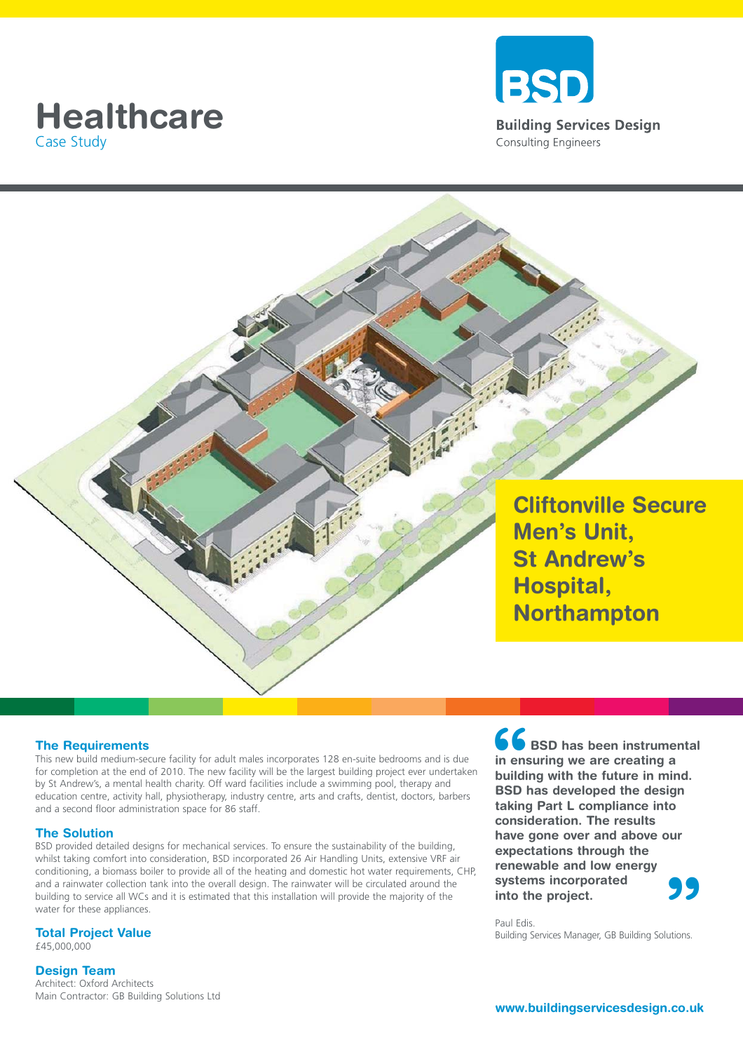# Healthcare

Case Study

**BSD**

**Building Services Design**

Consulting Engineers

## Cliftonville Secure Men's Unit, St Andrew's Hospital, Northampton

### The Requirements

This new build medium-secure facility for adult males incorporates 128 en-suite bedrooms and is due for completion at the end of 2010. The new facility will be the largest building project ever undertaken by St Andrew's, a mental health charity. Off ward facilities include a swimming pool, therapy and education centre, activity hall, physiotherapy, industry centre, arts and crafts, dentist, doctors, barbers and a second floor administration space for 86 staff.

### The Solution

BSD provided detailed designs for mechanical services. To ensure the sustainability of the building, whilst taking comfort into consideration, BSD incorporated 26 Air Handling Units, extensive VRF air conditioning, a biomass boiler to provide all of the heating and domestic hot water requirements, CHP, and a rainwater collection tank into the overall design. The rainwater will be circulated around the building to service all WCs and it is estimated that this installation will provide the majority of the water for these appliances.

### Total Project Value

£45,000,000

### Design Team

Architect: Oxford Architects
Main Contractor: GB Building Solutions Ltd

> **"BSD has been instrumental in ensuring we are creating a building with the future in mind. BSD has developed the design taking Part L compliance into consideration. The results have gone over and above our expectations through the renewable and low energy systems incorporated into the project."**
>
> Paul Edis.
> Building Services Manager, GB Building Solutions.

**www.buildingservicesdesign.co.uk**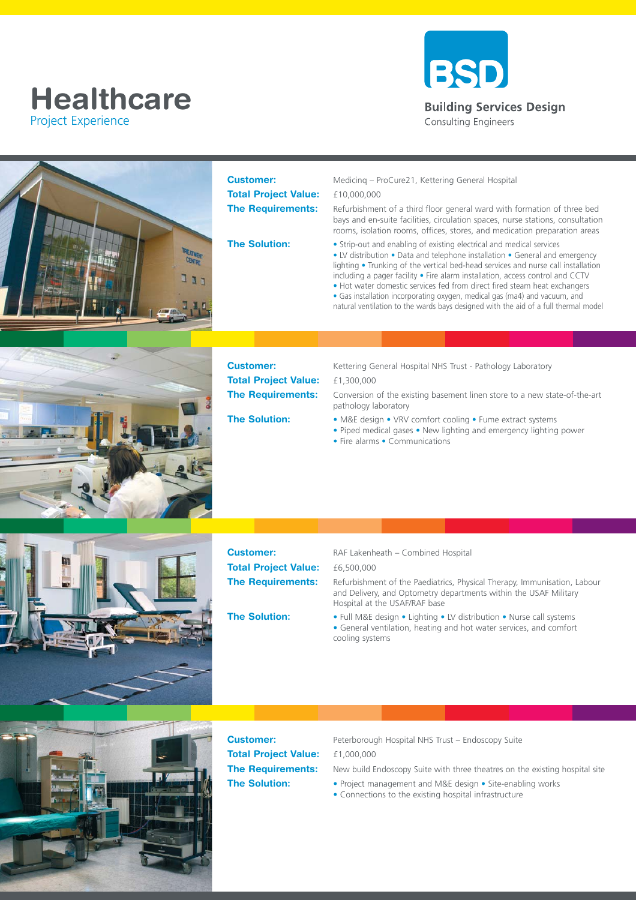# Healthcare

Project Experience

**BSD**

**Building Services Design**

Consulting Engineers

**Customer:** Medicinq – ProCure21, Kettering General Hospital

**Total Project Value:** £10,000,000

**The Requirements:** Refurbishment of a third floor general ward with formation of three bed bays and en-suite facilities, circulation spaces, nurse stations, consultation rooms, isolation rooms, offices, stores, and medication preparation areas

**The Solution:**

- Strip-out and enabling of existing electrical and medical services
- LV distribution • Data and telephone installation • General and emergency lighting • Trunking of the vertical bed-head services and nurse call installation including a pager facility • Fire alarm installation, access control and CCTV
- Hot water domestic services fed from direct fired steam heat exchangers
- Gas installation incorporating oxygen, medical gas (ma4) and vacuum, and natural ventilation to the wards bays designed with the aid of a full thermal model

**Customer:** Kettering General Hospital NHS Trust - Pathology Laboratory

**Total Project Value:** £1,300,000

**The Requirements:** Conversion of the existing basement linen store to a new state-of-the-art pathology laboratory

**The Solution:**

- M&E design • VRV comfort cooling • Fume extract systems
- Piped medical gases • New lighting and emergency lighting power
- Fire alarms • Communications

**Customer:** RAF Lakenheath – Combined Hospital

**Total Project Value:** £6,500,000

**The Requirements:** Refurbishment of the Paediatrics, Physical Therapy, Immunisation, Labour and Delivery, and Optometry departments within the USAF Military Hospital at the USAF/RAF base

**The Solution:**

- Full M&E design • Lighting • LV distribution • Nurse call systems
- General ventilation, heating and hot water services, and comfort cooling systems

**Customer:** Peterborough Hospital NHS Trust – Endoscopy Suite

**Total Project Value:** £1,000,000

**The Requirements:** New build Endoscopy Suite with three theatres on the existing hospital site

**The Solution:**

- Project management and M&E design • Site-enabling works
- Connections to the existing hospital infrastructure